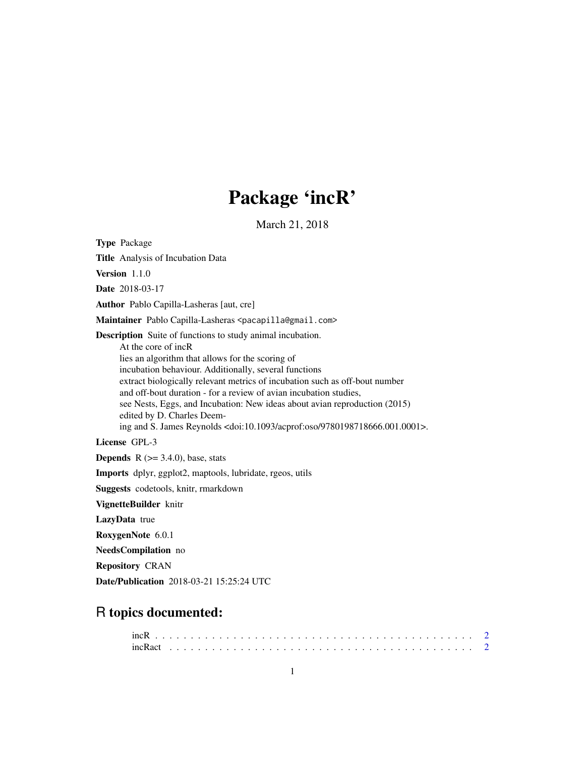# Package 'incR'

March 21, 2018

**Type** Package

**Title** Analysis of Incubation Data

**Version** 1.1.0

**Date** 2018-03-17

**Author** Pablo Capilla-Lasheras [aut, cre]

**Maintainer** Pablo Capilla-Lasheras <pacapilla@gmail.com>

**Description** Suite of functions to study animal incubation.
At the core of incR
lies an algorithm that allows for the scoring of
incubation behaviour. Additionally, several functions
extract biologically relevant metrics of incubation such as off-bout number
and off-bout duration - for a review of avian incubation studies,
see Nests, Eggs, and Incubation: New ideas about avian reproduction (2015)
edited by D. Charles Deem-
ing and S. James Reynolds <doi:10.1093/acprof:oso/9780198718666.001.0001>.

**License** GPL-3

**Depends** R (>= 3.4.0), base, stats

**Imports** dplyr, ggplot2, maptools, lubridate, rgeos, utils

**Suggests** codetools, knitr, rmarkdown

**VignetteBuilder** knitr

**LazyData** true

**RoxygenNote** 6.0.1

**NeedsCompilation** no

**Repository** CRAN

**Date/Publication** 2018-03-21 15:25:24 UTC

## R topics documented:

incR . . . . . . . . . . . . . . . . . . . . . . . . . . . . . . . . . . . . . . . . . . . . 2
incRact . . . . . . . . . . . . . . . . . . . . . . . . . . . . . . . . . . . . . . . . . . 2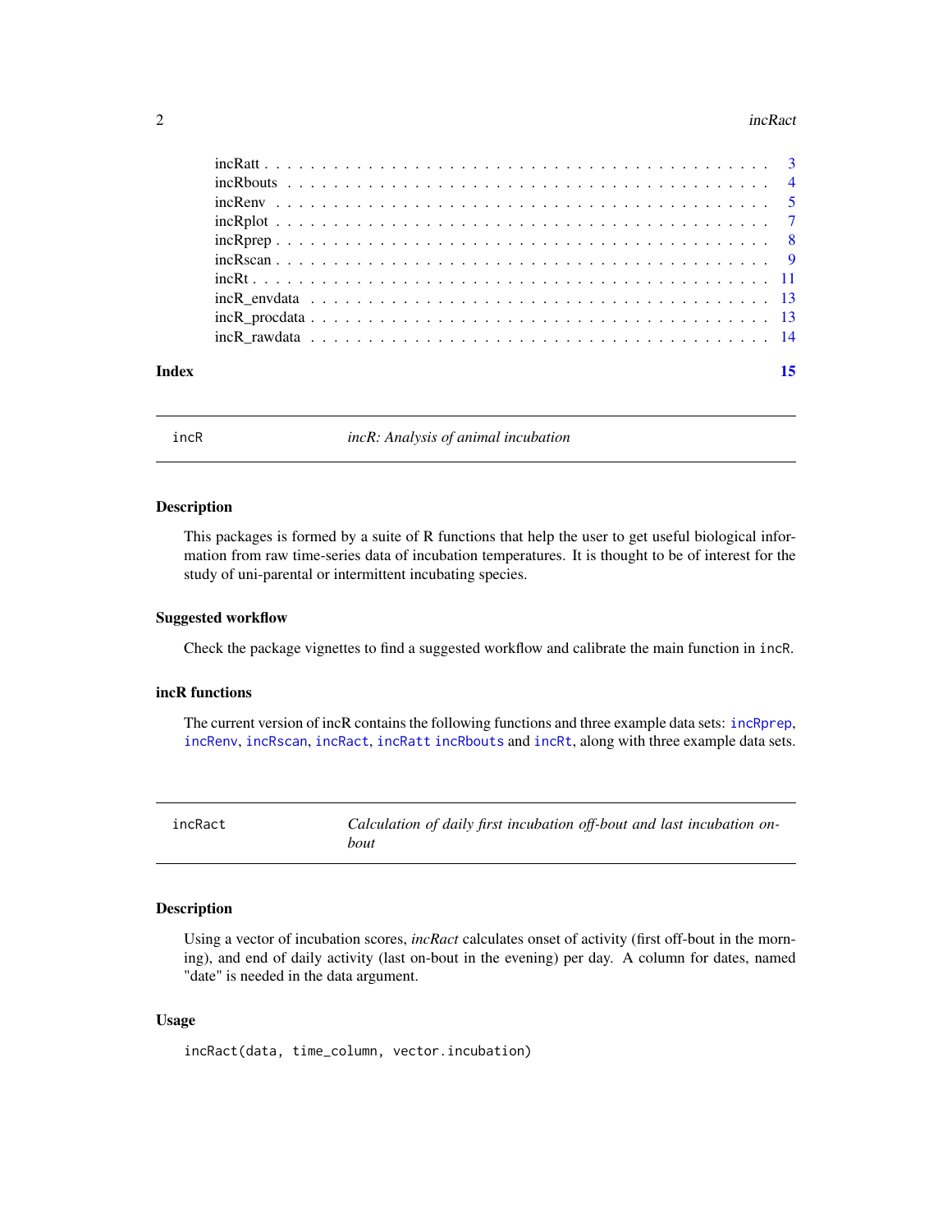incRatt . . . . . . . . . . . . . . . . . . . . . . . . . . . . . . . . . . . . . . . . . . . 3
incRbouts . . . . . . . . . . . . . . . . . . . . . . . . . . . . . . . . . . . . . . . . . . 4
incRenv . . . . . . . . . . . . . . . . . . . . . . . . . . . . . . . . . . . . . . . . . . . 5
incRplot . . . . . . . . . . . . . . . . . . . . . . . . . . . . . . . . . . . . . . . . . . . 7
incRprep . . . . . . . . . . . . . . . . . . . . . . . . . . . . . . . . . . . . . . . . . . . 8
incRscan . . . . . . . . . . . . . . . . . . . . . . . . . . . . . . . . . . . . . . . . . . . 9
incRt . . . . . . . . . . . . . . . . . . . . . . . . . . . . . . . . . . . . . . . . . . . . . 11
incR_envdata . . . . . . . . . . . . . . . . . . . . . . . . . . . . . . . . . . . . . . . . 13
incR_procdata . . . . . . . . . . . . . . . . . . . . . . . . . . . . . . . . . . . . . . . 13
incR_rawdata . . . . . . . . . . . . . . . . . . . . . . . . . . . . . . . . . . . . . . . . 14

**Index** 15

---

## incR — *incR: Analysis of animal incubation*

### Description

This packages is formed by a suite of R functions that help the user to get useful biological information from raw time-series data of incubation temperatures. It is thought to be of interest for the study of uni-parental or intermittent incubating species.

### Suggested workflow

Check the package vignettes to find a suggested workflow and calibrate the main function in `incR`.

### incR functions

The current version of incR contains the following functions and three example data sets: `incRprep`, `incRenv`, `incRscan`, `incRact`, `incRatt` `incRbouts` and `incRt`, along with three example data sets.

---

## incRact — *Calculation of daily first incubation off-bout and last incubation on-bout*

### Description

Using a vector of incubation scores, *incRact* calculates onset of activity (first off-bout in the morning), and end of daily activity (last on-bout in the evening) per day. A column for dates, named "date" is needed in the data argument.

### Usage

```
incRact(data, time_column, vector.incubation)
```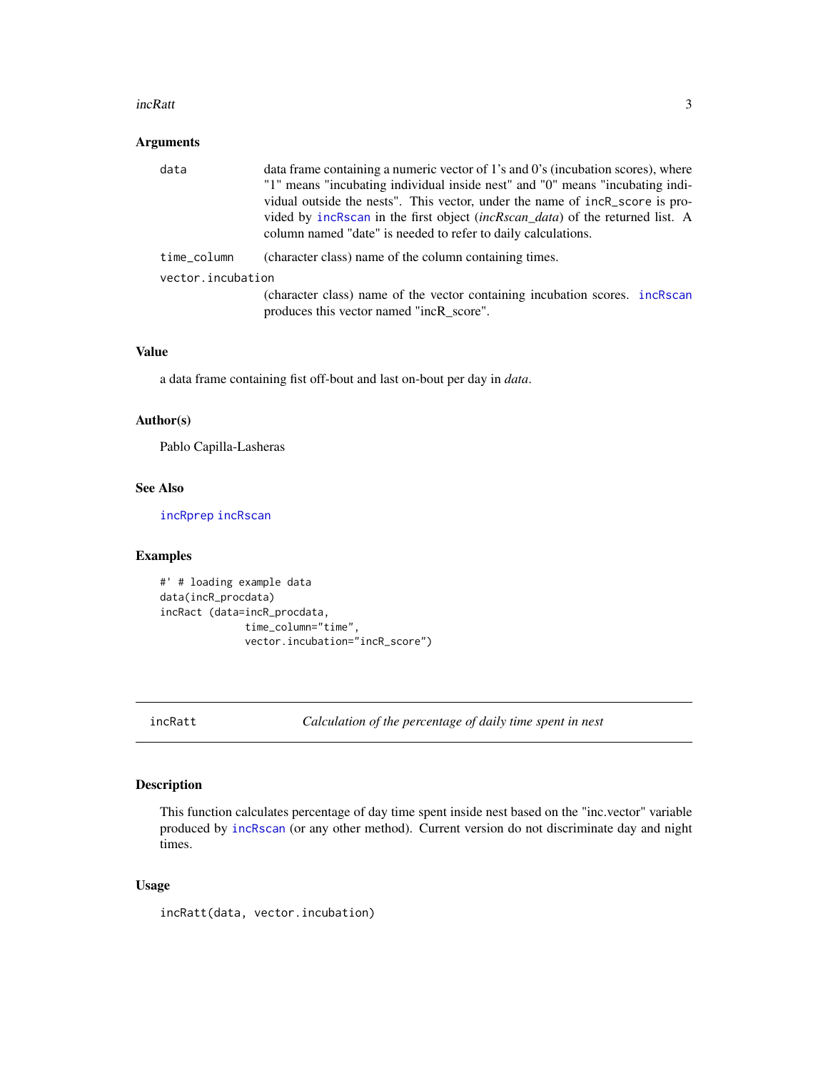### Arguments

**data** — data frame containing a numeric vector of 1's and 0's (incubation scores), where "1" means "incubating individual inside nest" and "0" means "incubating individual outside the nests". This vector, under the name of `incR_score` is provided by `incRscan` in the first object (*incRscan_data*) of the returned list. A column named "date" is needed to refer to daily calculations.

**time_column** — (character class) name of the column containing times.

**vector.incubation** — (character class) name of the vector containing incubation scores. `incRscan` produces this vector named "incR_score".

### Value

a data frame containing fist off-bout and last on-bout per day in *data*.

### Author(s)

Pablo Capilla-Lasheras

### See Also

`incRprep` `incRscan`

### Examples

```
#' # loading example data
data(incR_procdata)
incRact (data=incR_procdata,
            time_column="time",
            vector.incubation="incR_score")
```

---

## incRatt — *Calculation of the percentage of daily time spent in nest*

### Description

This function calculates percentage of day time spent inside nest based on the "inc.vector" variable produced by `incRscan` (or any other method). Current version do not discriminate day and night times.

### Usage

```
incRatt(data, vector.incubation)
```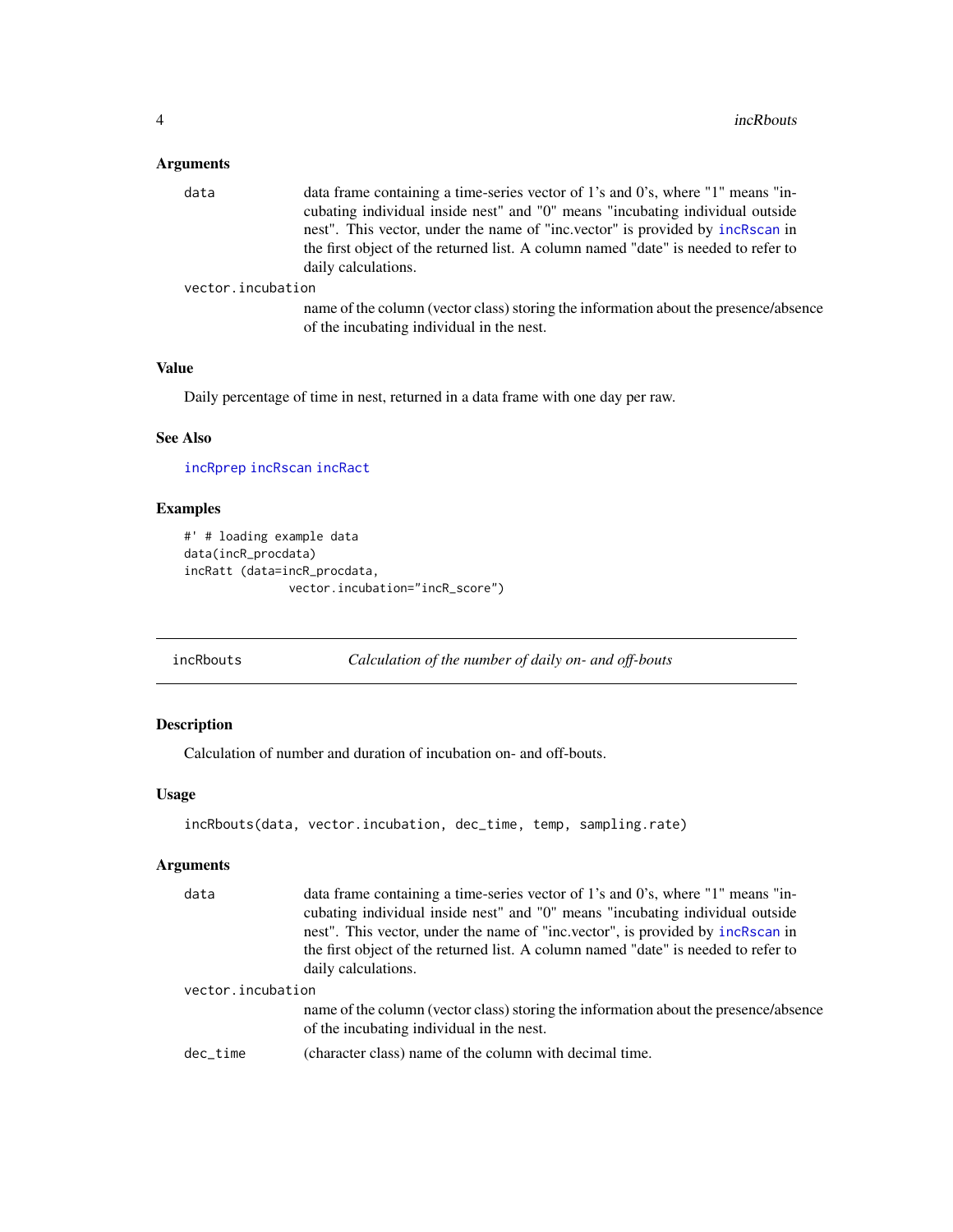### Arguments

- `data` — data frame containing a time-series vector of 1's and 0's, where "1" means "incubating individual inside nest" and "0" means "incubating individual outside nest". This vector, under the name of "inc.vector" is provided by incRscan in the first object of the returned list. A column named "date" is needed to refer to daily calculations.
- `vector.incubation` — name of the column (vector class) storing the information about the presence/absence of the incubating individual in the nest.

### Value

Daily percentage of time in nest, returned in a data frame with one day per raw.

### See Also

incRprep incRscan incRact

### Examples

```
#' # loading example data
data(incR_procdata)
incRatt (data=incR_procdata,
              vector.incubation="incR_score")
```

---

## incRbouts — *Calculation of the number of daily on- and off-bouts*

### Description

Calculation of number and duration of incubation on- and off-bouts.

### Usage

```
incRbouts(data, vector.incubation, dec_time, temp, sampling.rate)
```

### Arguments

- `data` — data frame containing a time-series vector of 1's and 0's, where "1" means "incubating individual inside nest" and "0" means "incubating individual outside nest". This vector, under the name of "inc.vector", is provided by incRscan in the first object of the returned list. A column named "date" is needed to refer to daily calculations.
- `vector.incubation` — name of the column (vector class) storing the information about the presence/absence of the incubating individual in the nest.
- `dec_time` — (character class) name of the column with decimal time.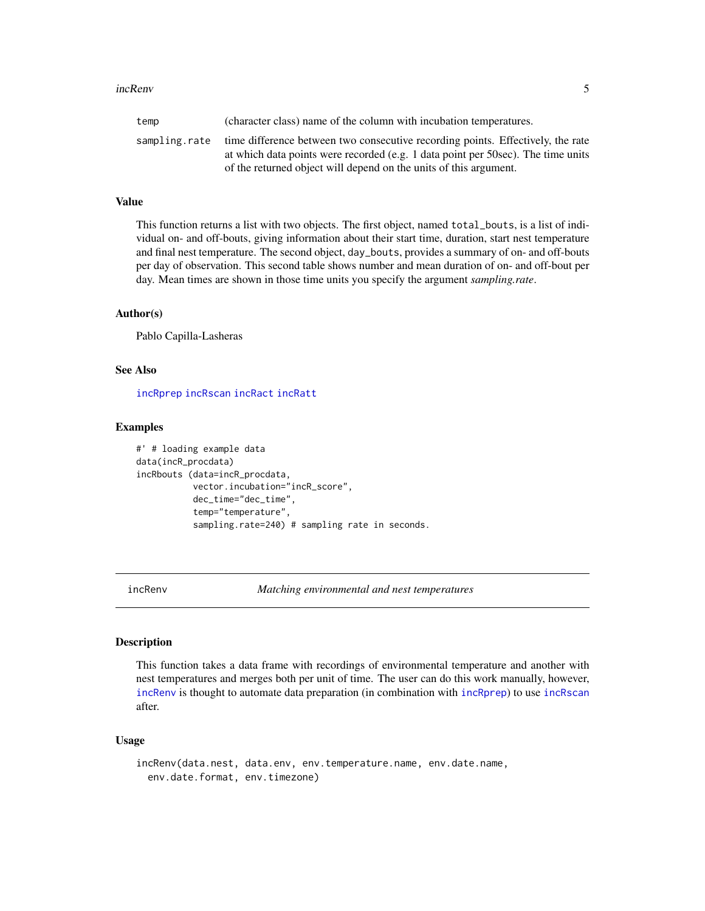| | |
|---|---|
| temp | (character class) name of the column with incubation temperatures. |
| sampling.rate | time difference between two consecutive recording points. Effectively, the rate at which data points were recorded (e.g. 1 data point per 50sec). The time units of the returned object will depend on the units of this argument. |

### Value

This function returns a list with two objects. The first object, named `total_bouts`, is a list of individual on- and off-bouts, giving information about their start time, duration, start nest temperature and final nest temperature. The second object, `day_bouts`, provides a summary of on- and off-bouts per day of observation. This second table shows number and mean duration of on- and off-bout per day. Mean times are shown in those time units you specify the argument *sampling.rate*.

### Author(s)

Pablo Capilla-Lasheras

### See Also

`incRprep` `incRscan` `incRact` `incRatt`

### Examples

```
#' # loading example data
data(incR_procdata)
incRbouts (data=incR_procdata,
           vector.incubation="incR_score",
           dec_time="dec_time",
           temp="temperature",
           sampling.rate=240) # sampling rate in seconds.
```

---

## incRenv — *Matching environmental and nest temperatures*

### Description

This function takes a data frame with recordings of environmental temperature and another with nest temperatures and merges both per unit of time. The user can do this work manually, however, `incRenv` is thought to automate data preparation (in combination with `incRprep`) to use `incRscan` after.

### Usage

```
incRenv(data.nest, data.env, env.temperature.name, env.date.name,
  env.date.format, env.timezone)
```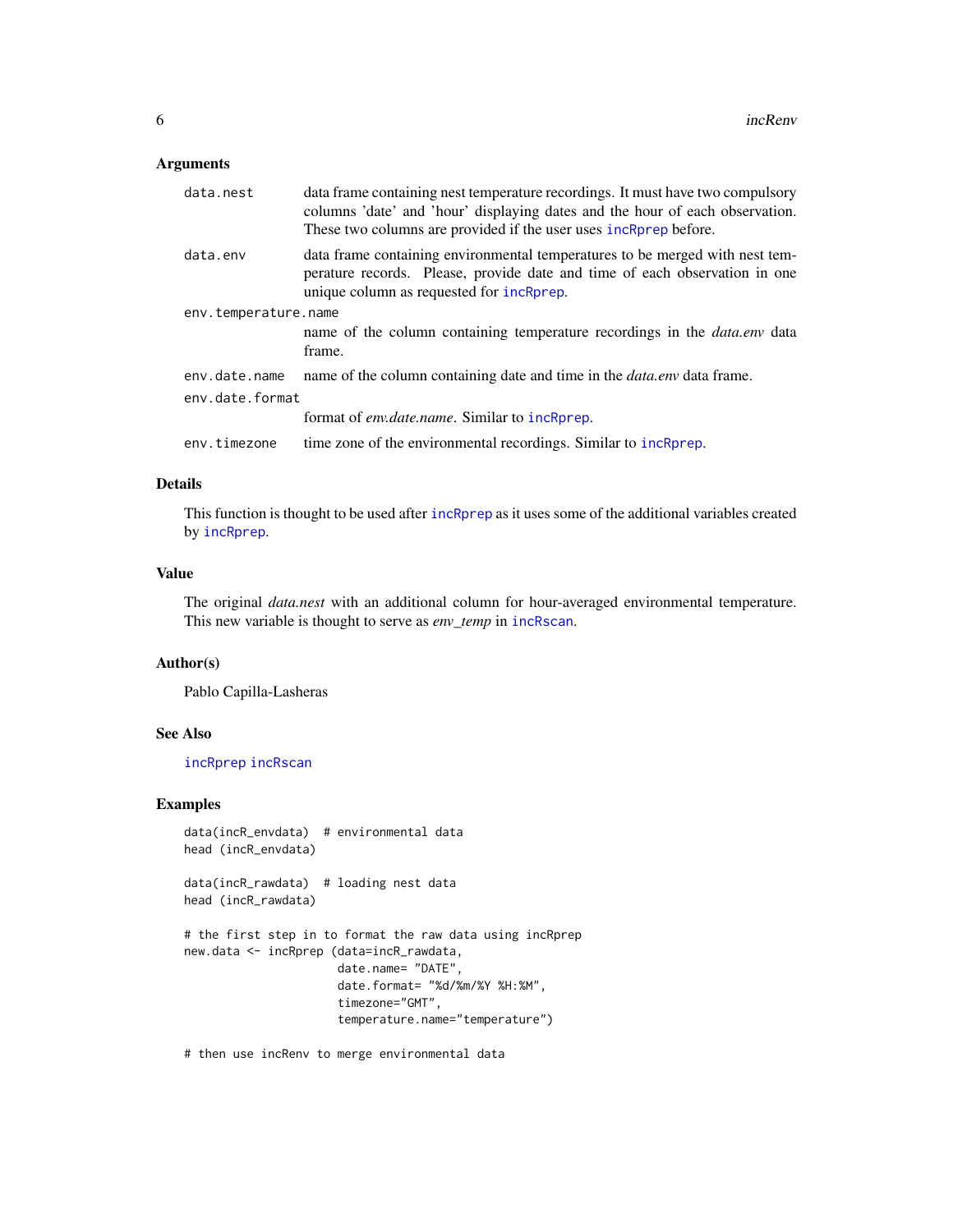## Arguments

- **data.nest**: data frame containing nest temperature recordings. It must have two compulsory columns 'date' and 'hour' displaying dates and the hour of each observation. These two columns are provided if the user uses incRprep before.
- **data.env**: data frame containing environmental temperatures to be merged with nest temperature records. Please, provide date and time of each observation in one unique column as requested for incRprep.
- **env.temperature.name**: name of the column containing temperature recordings in the *data.env* data frame.
- **env.date.name**: name of the column containing date and time in the *data.env* data frame.
- **env.date.format**: format of *env.date.name*. Similar to incRprep.
- **env.timezone**: time zone of the environmental recordings. Similar to incRprep.

## Details

This function is thought to be used after incRprep as it uses some of the additional variables created by incRprep.

## Value

The original *data.nest* with an additional column for hour-averaged environmental temperature. This new variable is thought to serve as *env_temp* in incRscan.

## Author(s)

Pablo Capilla-Lasheras

## See Also

incRprep incRscan

## Examples

```
data(incR_envdata)  # environmental data
head (incR_envdata)

data(incR_rawdata)  # loading nest data
head (incR_rawdata)

# the first step in to format the raw data using incRprep
new.data <- incRprep (data=incR_rawdata,
                      date.name= "DATE",
                      date.format= "%d/%m/%Y %H:%M",
                      timezone="GMT",
                      temperature.name="temperature")

# then use incRenv to merge environmental data
```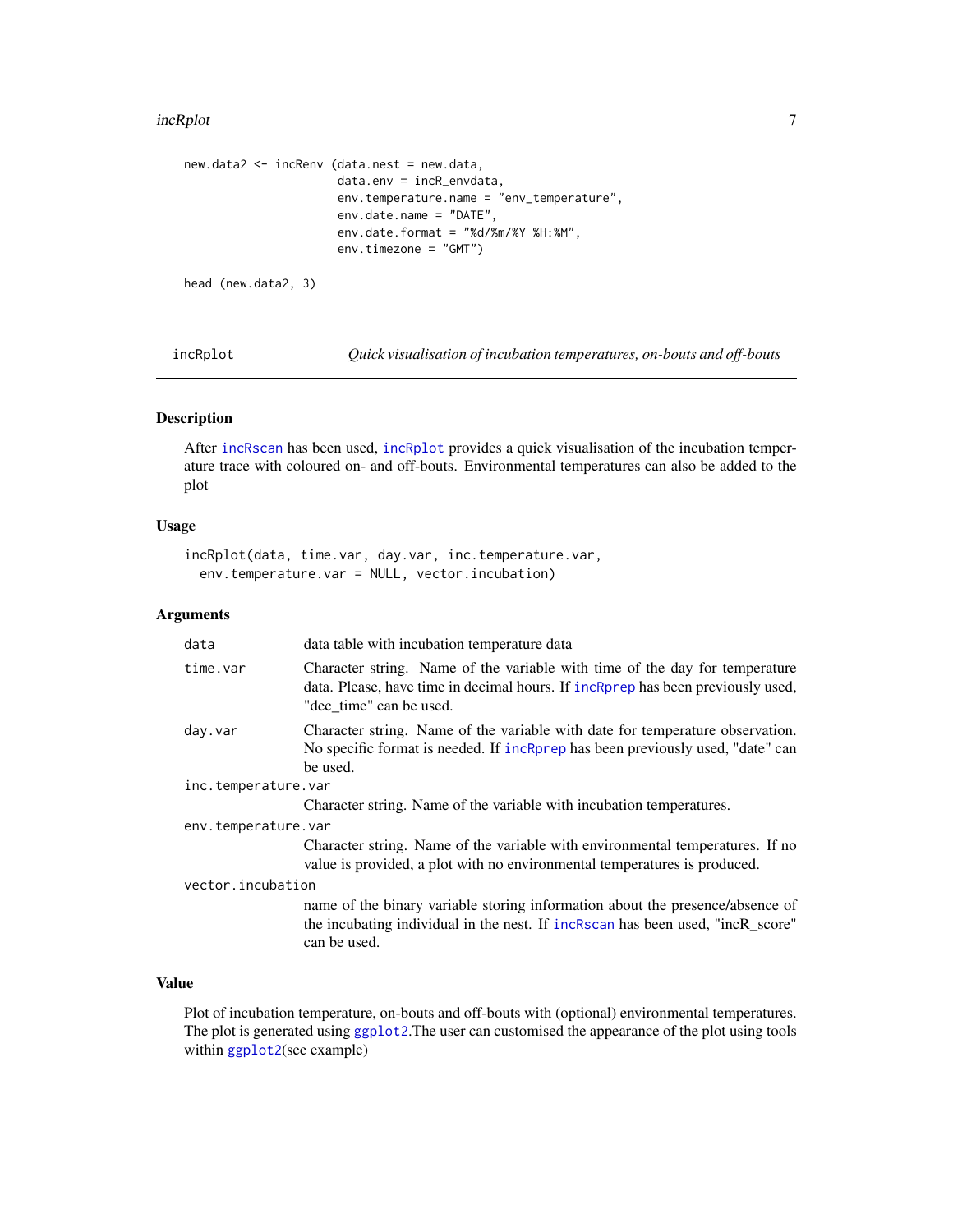```
new.data2 <- incRenv (data.nest = new.data,
                      data.env = incR_envdata,
                      env.temperature.name = "env_temperature",
                      env.date.name = "DATE",
                      env.date.format = "%d/%m/%Y %H:%M",
                      env.timezone = "GMT")

head (new.data2, 3)
```

---

## incRplot — *Quick visualisation of incubation temperatures, on-bouts and off-bouts*

### Description

After incRscan has been used, incRplot provides a quick visualisation of the incubation temperature trace with coloured on- and off-bouts. Environmental temperatures can also be added to the plot

### Usage

```
incRplot(data, time.var, day.var, inc.temperature.var,
  env.temperature.var = NULL, vector.incubation)
```

### Arguments

| Argument | Description |
|---|---|
| data | data table with incubation temperature data |
| time.var | Character string. Name of the variable with time of the day for temperature data. Please, have time in decimal hours. If incRprep has been previously used, "dec_time" can be used. |
| day.var | Character string. Name of the variable with date for temperature observation. No specific format is needed. If incRprep has been previously used, "date" can be used. |
| inc.temperature.var | Character string. Name of the variable with incubation temperatures. |
| env.temperature.var | Character string. Name of the variable with environmental temperatures. If no value is provided, a plot with no environmental temperatures is produced. |
| vector.incubation | name of the binary variable storing information about the presence/absence of the incubating individual in the nest. If incRscan has been used, "incR_score" can be used. |

### Value

Plot of incubation temperature, on-bouts and off-bouts with (optional) environmental temperatures. The plot is generated using ggplot2.The user can customised the appearance of the plot using tools within ggplot2(see example)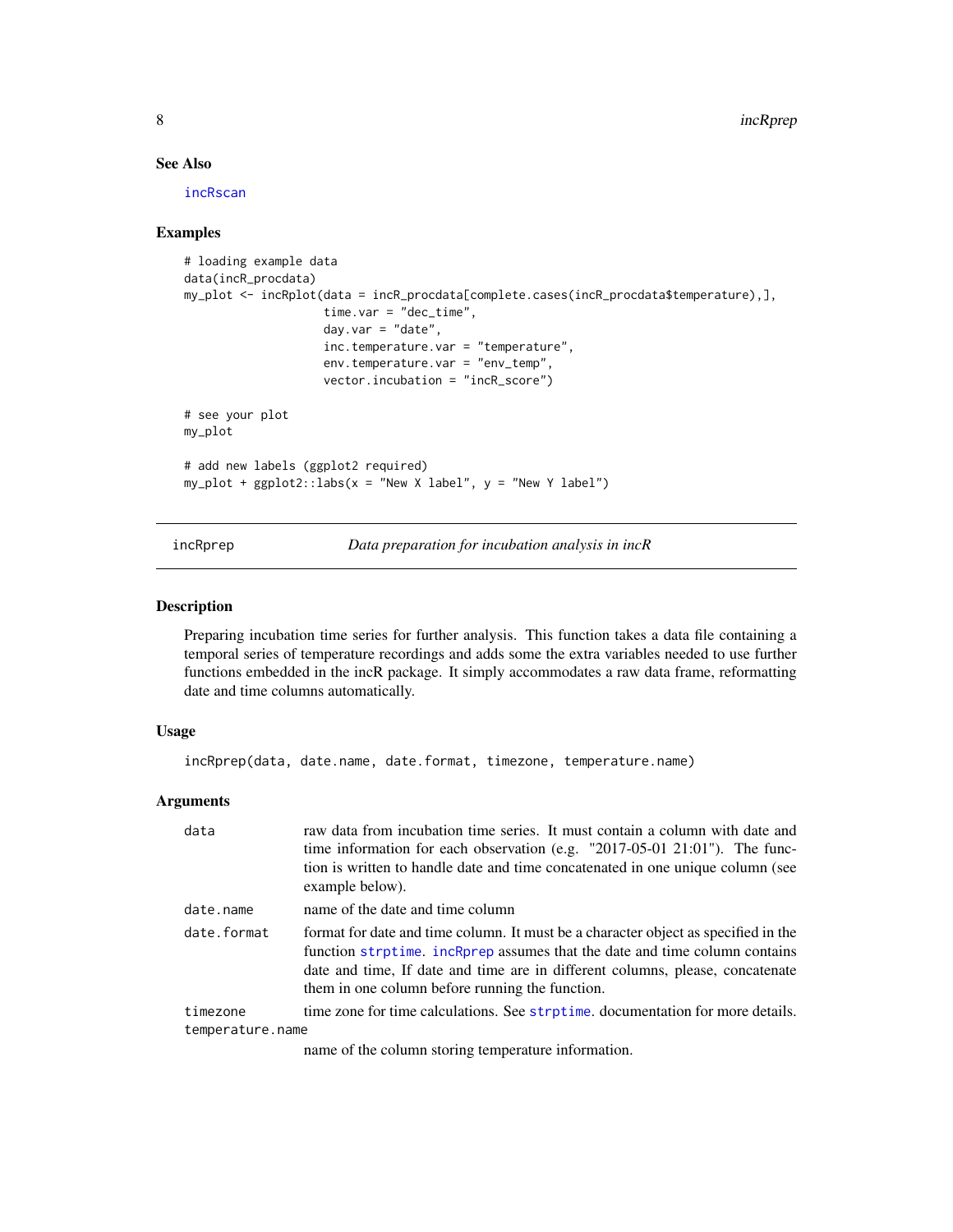## See Also

incRscan

## Examples

```
# loading example data
data(incR_procdata)
my_plot <- incRplot(data = incR_procdata[complete.cases(incR_procdata$temperature),],
                    time.var = "dec_time",
                    day.var = "date",
                    inc.temperature.var = "temperature",
                    env.temperature.var = "env_temp",
                    vector.incubation = "incR_score")

# see your plot
my_plot

# add new labels (ggplot2 required)
my_plot + ggplot2::labs(x = "New X label", y = "New Y label")
```

---

## incRprep — *Data preparation for incubation analysis in incR*

### Description

Preparing incubation time series for further analysis. This function takes a data file containing a temporal series of temperature recordings and adds some the extra variables needed to use further functions embedded in the incR package. It simply accommodates a raw data frame, reformatting date and time columns automatically.

### Usage

```
incRprep(data, date.name, date.format, timezone, temperature.name)
```

### Arguments

| Argument | Description |
|---|---|
| data | raw data from incubation time series. It must contain a column with date and time information for each observation (e.g. "2017-05-01 21:01"). The function is written to handle date and time concatenated in one unique column (see example below). |
| date.name | name of the date and time column |
| date.format | format for date and time column. It must be a character object as specified in the function strptime. incRprep assumes that the date and time column contains date and time, If date and time are in different columns, please, concatenate them in one column before running the function. |
| timezone | time zone for time calculations. See strptime. documentation for more details. |
| temperature.name | name of the column storing temperature information. |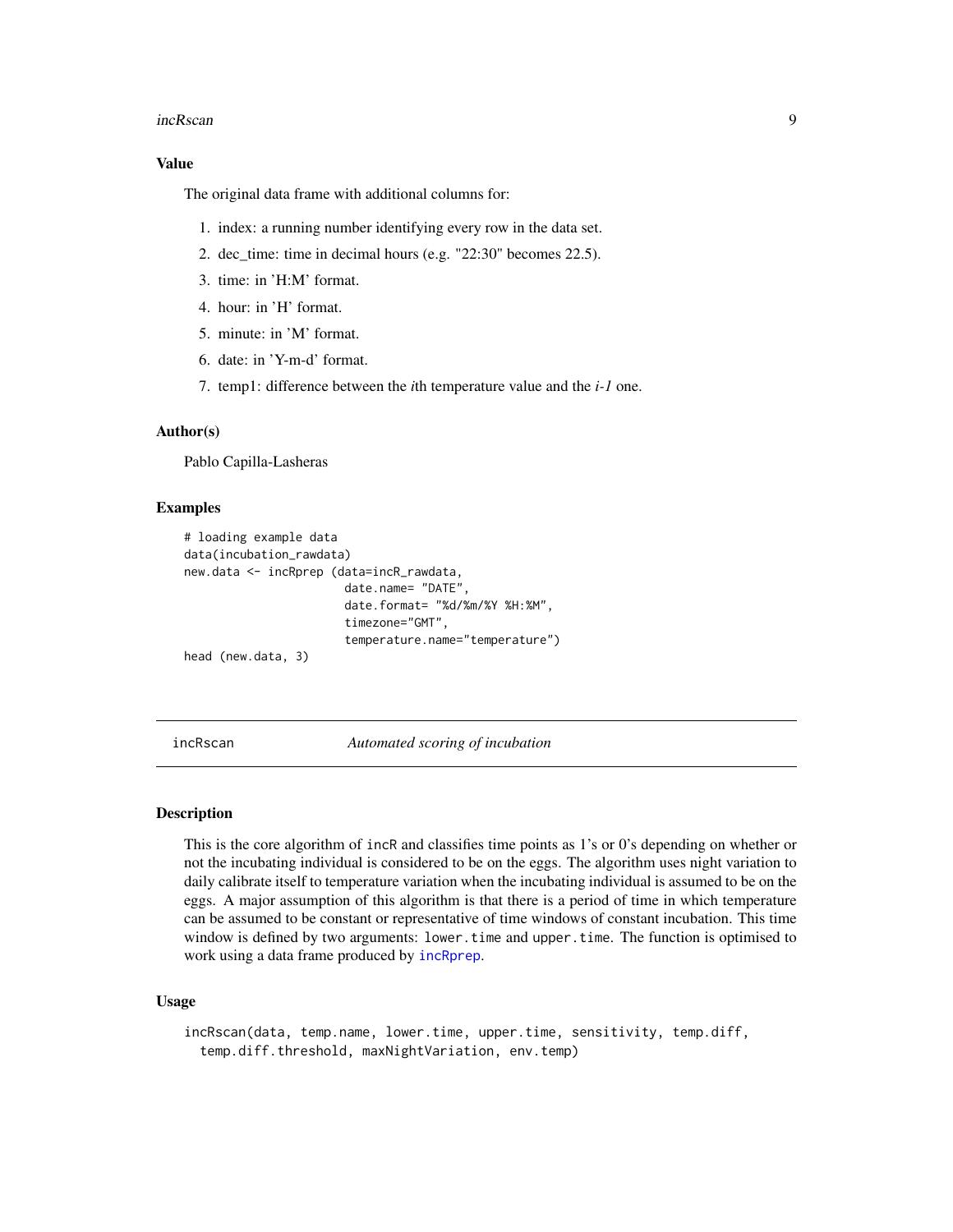### Value

The original data frame with additional columns for:

1. index: a running number identifying every row in the data set.
2. dec_time: time in decimal hours (e.g. "22:30" becomes 22.5).
3. time: in 'H:M' format.
4. hour: in 'H' format.
5. minute: in 'M' format.
6. date: in 'Y-m-d' format.
7. temp1: difference between the *i*th temperature value and the *i-1* one.

### Author(s)

Pablo Capilla-Lasheras

### Examples

```
# loading example data
data(incubation_rawdata)
new.data <- incRprep (data=incR_rawdata,
                      date.name= "DATE",
                      date.format= "%d/%m/%Y %H:%M",
                      timezone="GMT",
                      temperature.name="temperature")
head (new.data, 3)
```

---

## incRscan — *Automated scoring of incubation*

### Description

This is the core algorithm of incR and classifies time points as 1's or 0's depending on whether or not the incubating individual is considered to be on the eggs. The algorithm uses night variation to daily calibrate itself to temperature variation when the incubating individual is assumed to be on the eggs. A major assumption of this algorithm is that there is a period of time in which temperature can be assumed to be constant or representative of time windows of constant incubation. This time window is defined by two arguments: lower.time and upper.time. The function is optimised to work using a data frame produced by incRprep.

### Usage

```
incRscan(data, temp.name, lower.time, upper.time, sensitivity, temp.diff,
  temp.diff.threshold, maxNightVariation, env.temp)
```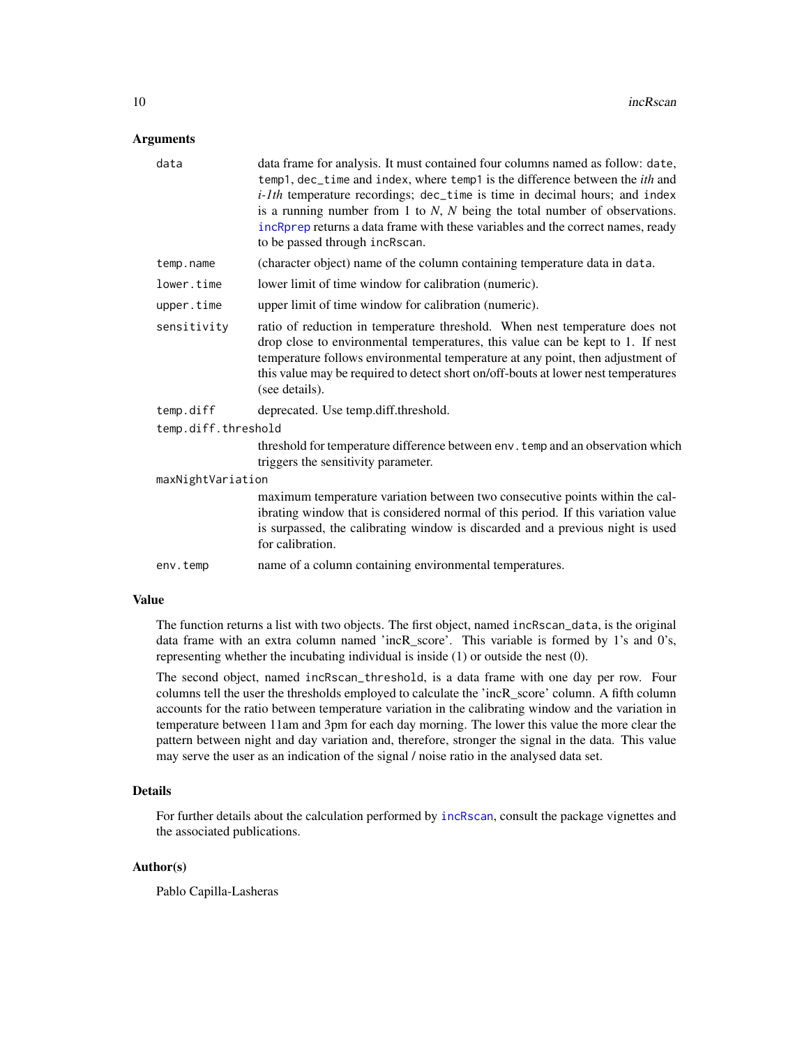## Arguments

- `data` — data frame for analysis. It must contained four columns named as follow: `date`, `temp1`, `dec_time` and `index`, where `temp1` is the difference between the *ith* and *i-1th* temperature recordings; `dec_time` is time in decimal hours; and `index` is a running number from 1 to *N*, *N* being the total number of observations. `incRprep` returns a data frame with these variables and the correct names, ready to be passed through `incRscan`.
- `temp.name` — (character object) name of the column containing temperature data in `data`.
- `lower.time` — lower limit of time window for calibration (numeric).
- `upper.time` — upper limit of time window for calibration (numeric).
- `sensitivity` — ratio of reduction in temperature threshold. When nest temperature does not drop close to environmental temperatures, this value can be kept to 1. If nest temperature follows environmental temperature at any point, then adjustment of this value may be required to detect short on/off-bouts at lower nest temperatures (see details).
- `temp.diff` — deprecated. Use temp.diff.threshold.
- `temp.diff.threshold` — threshold for temperature difference between `env.temp` and an observation which triggers the sensitivity parameter.
- `maxNightVariation` — maximum temperature variation between two consecutive points within the calibrating window that is considered normal of this period. If this variation value is surpassed, the calibrating window is discarded and a previous night is used for calibration.
- `env.temp` — name of a column containing environmental temperatures.

## Value

The function returns a list with two objects. The first object, named `incRscan_data`, is the original data frame with an extra column named 'incR_score'. This variable is formed by 1's and 0's, representing whether the incubating individual is inside (1) or outside the nest (0).

The second object, named `incRscan_threshold`, is a data frame with one day per row. Four columns tell the user the thresholds employed to calculate the 'incR_score' column. A fifth column accounts for the ratio between temperature variation in the calibrating window and the variation in temperature between 11am and 3pm for each day morning. The lower this value the more clear the pattern between night and day variation and, therefore, stronger the signal in the data. This value may serve the user as an indication of the signal / noise ratio in the analysed data set.

## Details

For further details about the calculation performed by `incRscan`, consult the package vignettes and the associated publications.

## Author(s)

Pablo Capilla-Lasheras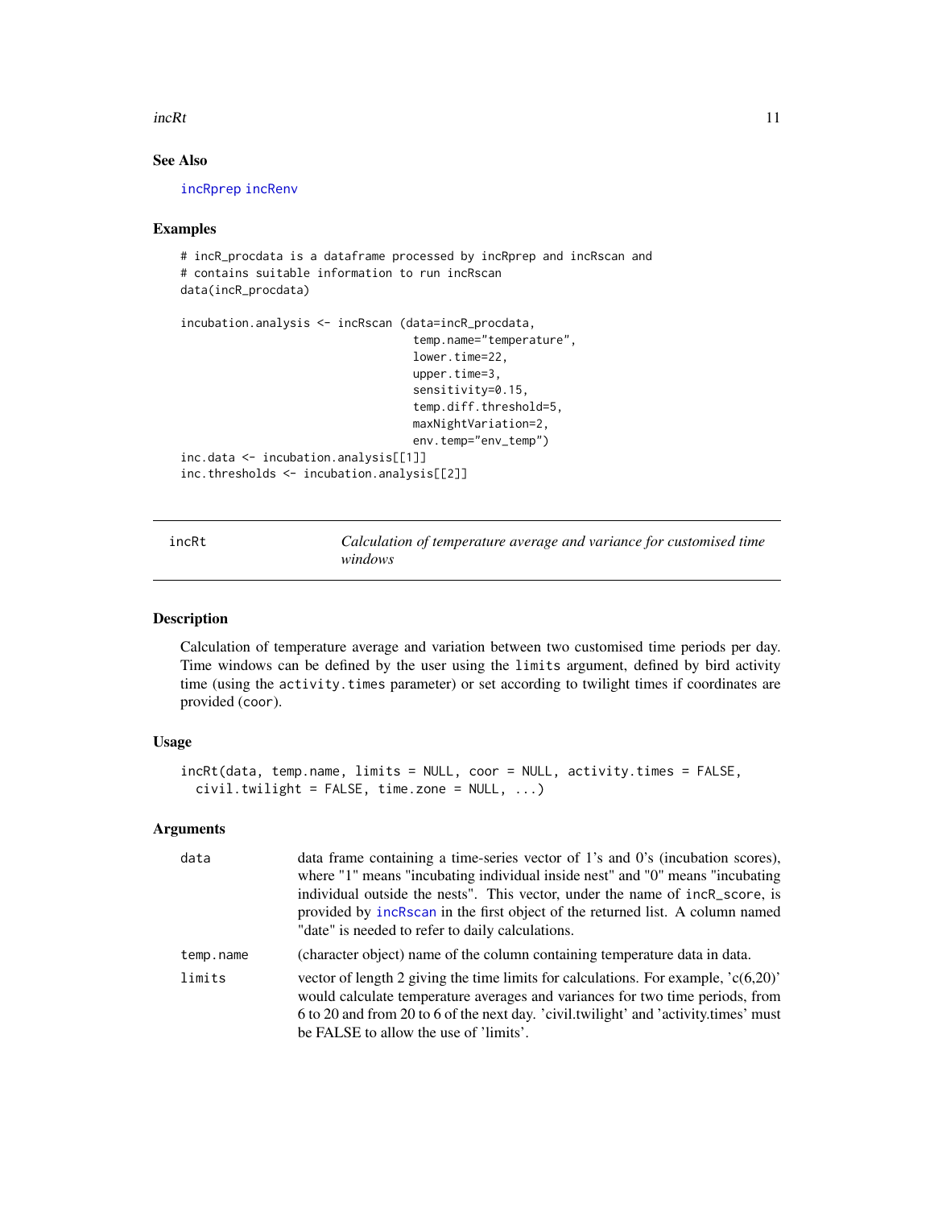## See Also

incRprep incRenv

## Examples

```
# incR_procdata is a dataframe processed by incRprep and incRscan and
# contains suitable information to run incRscan
data(incR_procdata)

incubation.analysis <- incRscan (data=incR_procdata,
                                 temp.name="temperature",
                                 lower.time=22,
                                 upper.time=3,
                                 sensitivity=0.15,
                                 temp.diff.threshold=5,
                                 maxNightVariation=2,
                                 env.temp="env_temp")
inc.data <- incubation.analysis[[1]]
inc.thresholds <- incubation.analysis[[2]]
```

---

# incRt — *Calculation of temperature average and variance for customised time windows*

## Description

Calculation of temperature average and variation between two customised time periods per day. Time windows can be defined by the user using the `limits` argument, defined by bird activity time (using the `activity.times` parameter) or set according to twilight times if coordinates are provided (`coor`).

## Usage

```
incRt(data, temp.name, limits = NULL, coor = NULL, activity.times = FALSE,
  civil.twilight = FALSE, time.zone = NULL, ...)
```

## Arguments

| | |
|---|---|
| `data` | data frame containing a time-series vector of 1's and 0's (incubation scores), where "1" means "incubating individual inside nest" and "0" means "incubating individual outside the nests". This vector, under the name of `incR_score`, is provided by incRscan in the first object of the returned list. A column named "date" is needed to refer to daily calculations. |
| `temp.name` | (character object) name of the column containing temperature data in data. |
| `limits` | vector of length 2 giving the time limits for calculations. For example, 'c(6,20)' would calculate temperature averages and variances for two time periods, from 6 to 20 and from 20 to 6 of the next day. 'civil.twilight' and 'activity.times' must be FALSE to allow the use of 'limits'. |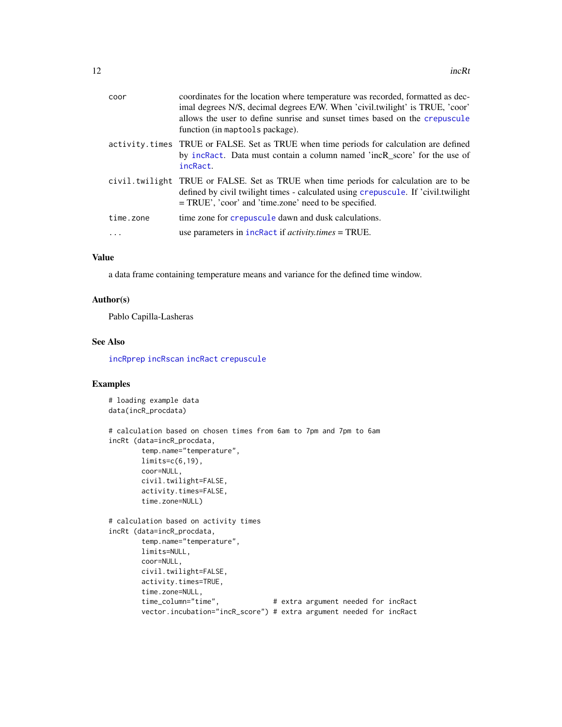| | |
|---|---|
| coor | coordinates for the location where temperature was recorded, formatted as decimal degrees N/S, decimal degrees E/W. When 'civil.twilight' is TRUE, 'coor' allows the user to define sunrise and sunset times based on the crepuscule function (in maptools package). |
| activity.times | TRUE or FALSE. Set as TRUE when time periods for calculation are defined by incRact. Data must contain a column named 'incR_score' for the use of incRact. |
| civil.twilight | TRUE or FALSE. Set as TRUE when time periods for calculation are to be defined by civil twilight times - calculated using crepuscule. If 'civil.twilight = TRUE', 'coor' and 'time.zone' need to be specified. |
| time.zone | time zone for crepuscule dawn and dusk calculations. |
| ... | use parameters in incRact if *activity.times* = TRUE. |

## Value

a data frame containing temperature means and variance for the defined time window.

## Author(s)

Pablo Capilla-Lasheras

## See Also

incRprep incRscan incRact crepuscule

## Examples

```
# loading example data
data(incR_procdata)

# calculation based on chosen times from 6am to 7pm and 7pm to 6am
incRt (data=incR_procdata,
        temp.name="temperature",
        limits=c(6,19),
        coor=NULL,
        civil.twilight=FALSE,
        activity.times=FALSE,
        time.zone=NULL)

# calculation based on activity times
incRt (data=incR_procdata,
        temp.name="temperature",
        limits=NULL,
        coor=NULL,
        civil.twilight=FALSE,
        activity.times=TRUE,
        time.zone=NULL,
        time_column="time",            # extra argument needed for incRact
        vector.incubation="incR_score") # extra argument needed for incRact
```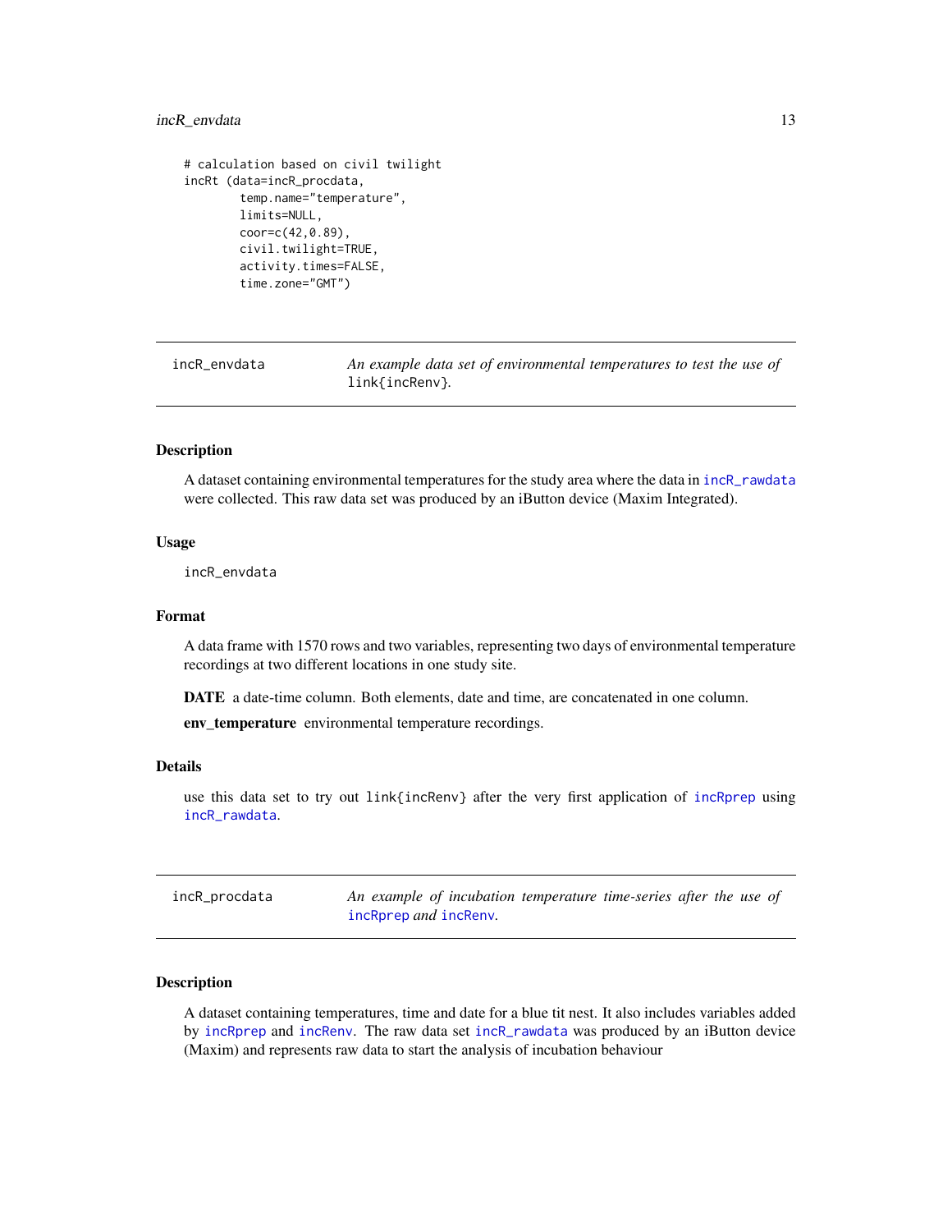```
# calculation based on civil twilight
incRt (data=incR_procdata,
        temp.name="temperature",
        limits=NULL,
        coor=c(42,0.89),
        civil.twilight=TRUE,
        activity.times=FALSE,
        time.zone="GMT")
```

---

## incR_envdata — *An example data set of environmental temperatures to test the use of* link{incRenv}.

### Description

A dataset containing environmental temperatures for the study area where the data in incR_rawdata were collected. This raw data set was produced by an iButton device (Maxim Integrated).

### Usage

```
incR_envdata
```

### Format

A data frame with 1570 rows and two variables, representing two days of environmental temperature recordings at two different locations in one study site.

**DATE** a date-time column. Both elements, date and time, are concatenated in one column.

**env_temperature** environmental temperature recordings.

### Details

use this data set to try out link{incRenv} after the very first application of incRprep using incR_rawdata.

---

## incR_procdata — *An example of incubation temperature time-series after the use of* incRprep *and* incRenv.

### Description

A dataset containing temperatures, time and date for a blue tit nest. It also includes variables added by incRprep and incRenv. The raw data set incR_rawdata was produced by an iButton device (Maxim) and represents raw data to start the analysis of incubation behaviour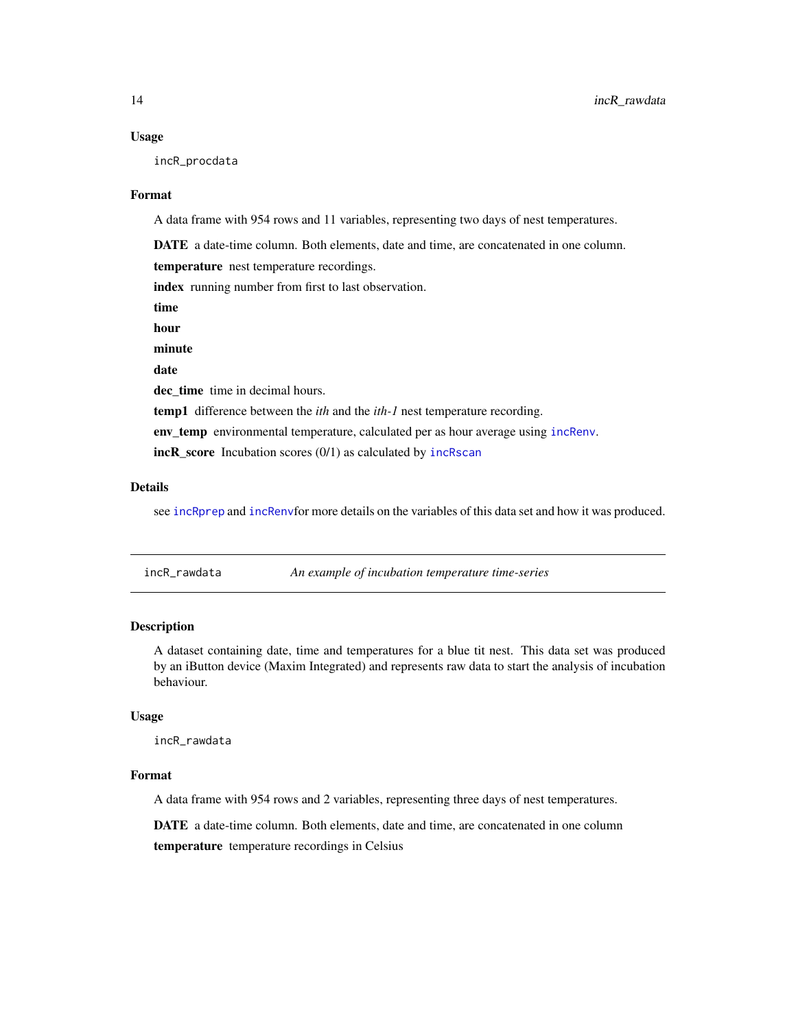### Usage

```
incR_procdata
```

### Format

A data frame with 954 rows and 11 variables, representing two days of nest temperatures.

**DATE** a date-time column. Both elements, date and time, are concatenated in one column.

**temperature** nest temperature recordings.

**index** running number from first to last observation.

**time**

**hour**

**minute**

**date**

**dec_time** time in decimal hours.

**temp1** difference between the *ith* and the *ith-1* nest temperature recording.

**env_temp** environmental temperature, calculated per as hour average using `incRenv`.

**incR_score** Incubation scores (0/1) as calculated by `incRscan`

### Details

see `incRprep` and `incRenv`for more details on the variables of this data set and how it was produced.

---

## incR_rawdata *An example of incubation temperature time-series*

### Description

A dataset containing date, time and temperatures for a blue tit nest. This data set was produced by an iButton device (Maxim Integrated) and represents raw data to start the analysis of incubation behaviour.

### Usage

```
incR_rawdata
```

### Format

A data frame with 954 rows and 2 variables, representing three days of nest temperatures.

**DATE** a date-time column. Both elements, date and time, are concatenated in one column

**temperature** temperature recordings in Celsius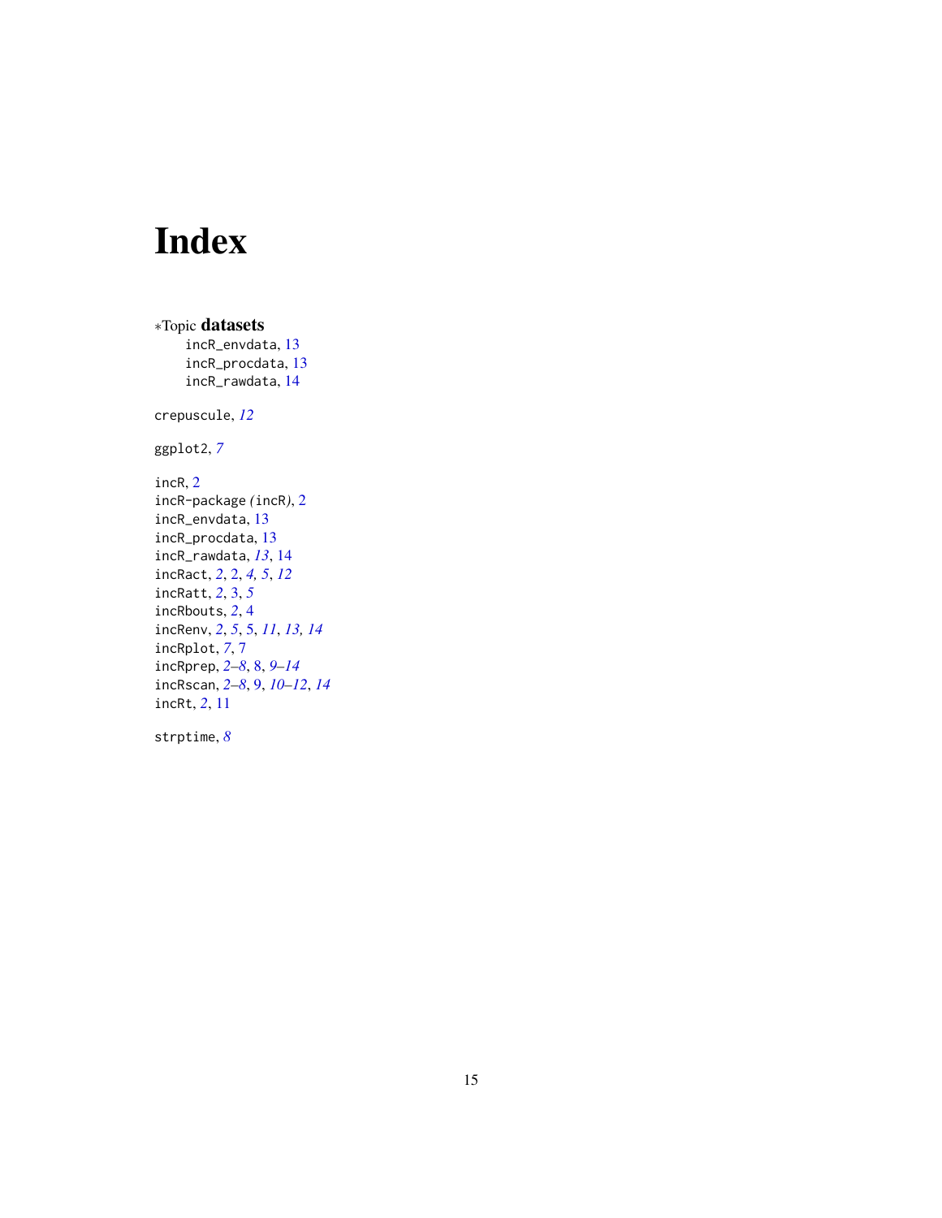# Index

∗Topic **datasets**

- incR_envdata, 13
- incR_procdata, 13
- incR_rawdata, 14

crepuscule, *12*

ggplot2, *7*

incR, 2
incR-package *(*incR*)*, 2
incR_envdata, 13
incR_procdata, 13
incR_rawdata, *13*, 14
incRact, *2*, 2, *4, 5*, *12*
incRatt, *2*, 3, *5*
incRbouts, *2*, 4
incRenv, *2*, *5*, 5, *11*, *13, 14*
incRplot, *7*, 7
incRprep, *2–8*, 8, *9–14*
incRscan, *2–8*, 9, *10–12*, *14*
incRt, *2*, 11

strptime, *8*